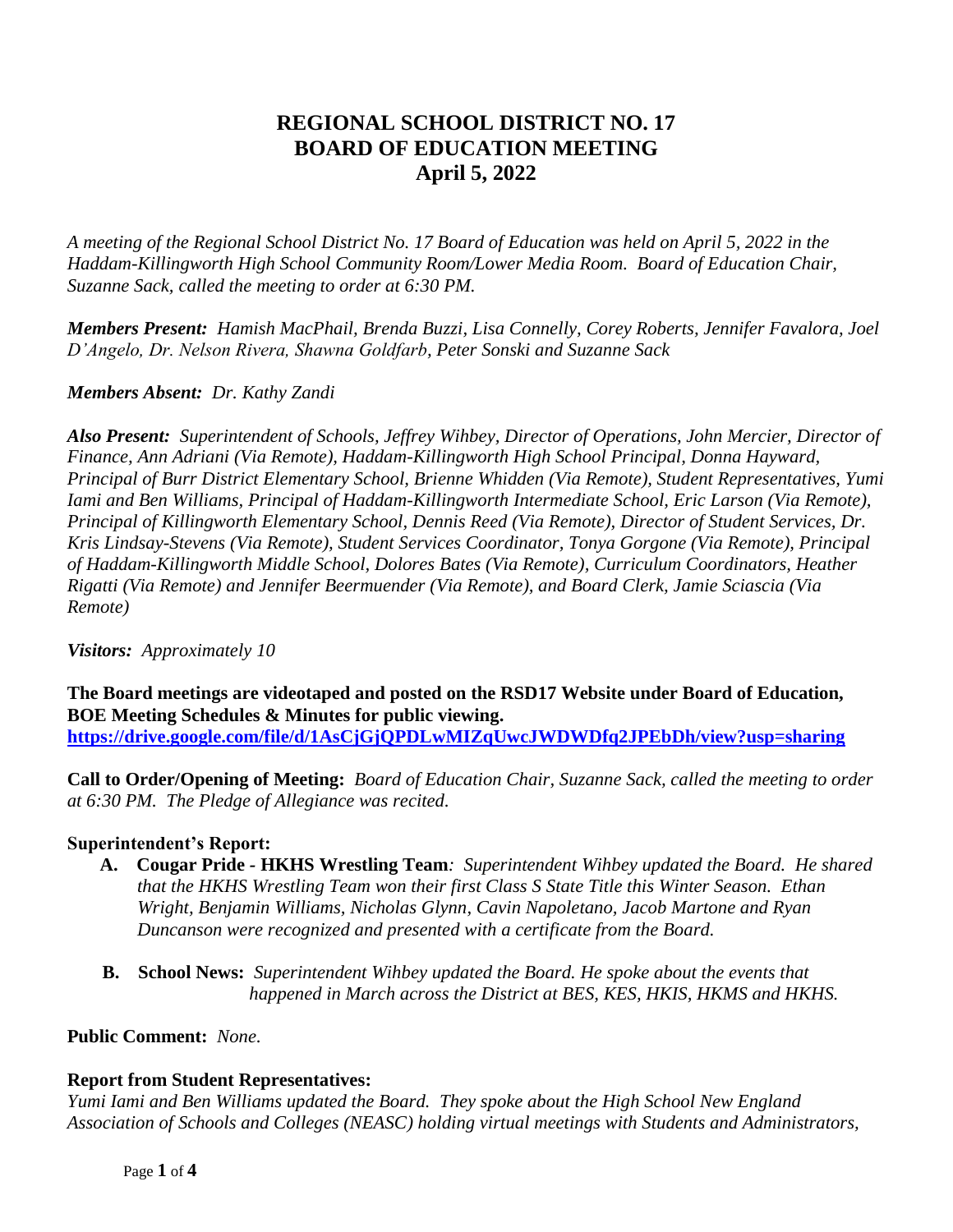# REGIONAL SCHOOL DISTRICT NO. 17
# BOARD OF EDUCATION MEETING
# April 5, 2022

*A meeting of the Regional School District No. 17 Board of Education was held on April 5, 2022 in the Haddam-Killingworth High School Community Room/Lower Media Room. Board of Education Chair, Suzanne Sack, called the meeting to order at 6:30 PM.*

***Members Present:*** *Hamish MacPhail, Brenda Buzzi, Lisa Connelly, Corey Roberts, Jennifer Favalora, Joel D'Angelo, Dr. Nelson Rivera, Shawna Goldfarb, Peter Sonski and Suzanne Sack*

***Members Absent:*** *Dr. Kathy Zandi*

***Also Present:*** *Superintendent of Schools, Jeffrey Wihbey, Director of Operations, John Mercier, Director of Finance, Ann Adriani (Via Remote), Haddam-Killingworth High School Principal, Donna Hayward, Principal of Burr District Elementary School, Brienne Whidden (Via Remote), Student Representatives, Yumi Iami and Ben Williams, Principal of Haddam-Killingworth Intermediate School, Eric Larson (Via Remote), Principal of Killingworth Elementary School, Dennis Reed (Via Remote), Director of Student Services, Dr. Kris Lindsay-Stevens (Via Remote), Student Services Coordinator, Tonya Gorgone (Via Remote), Principal of Haddam-Killingworth Middle School, Dolores Bates (Via Remote), Curriculum Coordinators, Heather Rigatti (Via Remote) and Jennifer Beermuender (Via Remote), and Board Clerk, Jamie Sciascia (Via Remote)*

***Visitors:*** *Approximately 10*

**The Board meetings are videotaped and posted on the RSD17 Website under Board of Education, BOE Meeting Schedules & Minutes for public viewing.**
**https://drive.google.com/file/d/1AsCjGjQPDLwMIZqUwcJWDWDfq2JPEbDh/view?usp=sharing**

**Call to Order/Opening of Meeting:** *Board of Education Chair, Suzanne Sack, called the meeting to order at 6:30 PM. The Pledge of Allegiance was recited.*

**Superintendent's Report:**

**A. Cougar Pride - HKHS Wrestling Team***: Superintendent Wihbey updated the Board. He shared that the HKHS Wrestling Team won their first Class S State Title this Winter Season. Ethan Wright, Benjamin Williams, Nicholas Glynn, Cavin Napoletano, Jacob Martone and Ryan Duncanson were recognized and presented with a certificate from the Board.*

**B. School News:** *Superintendent Wihbey updated the Board. He spoke about the events that happened in March across the District at BES, KES, HKIS, HKMS and HKHS.*

**Public Comment:** *None.*

**Report from Student Representatives:**
*Yumi Iami and Ben Williams updated the Board. They spoke about the High School New England Association of Schools and Colleges (NEASC) holding virtual meetings with Students and Administrators,*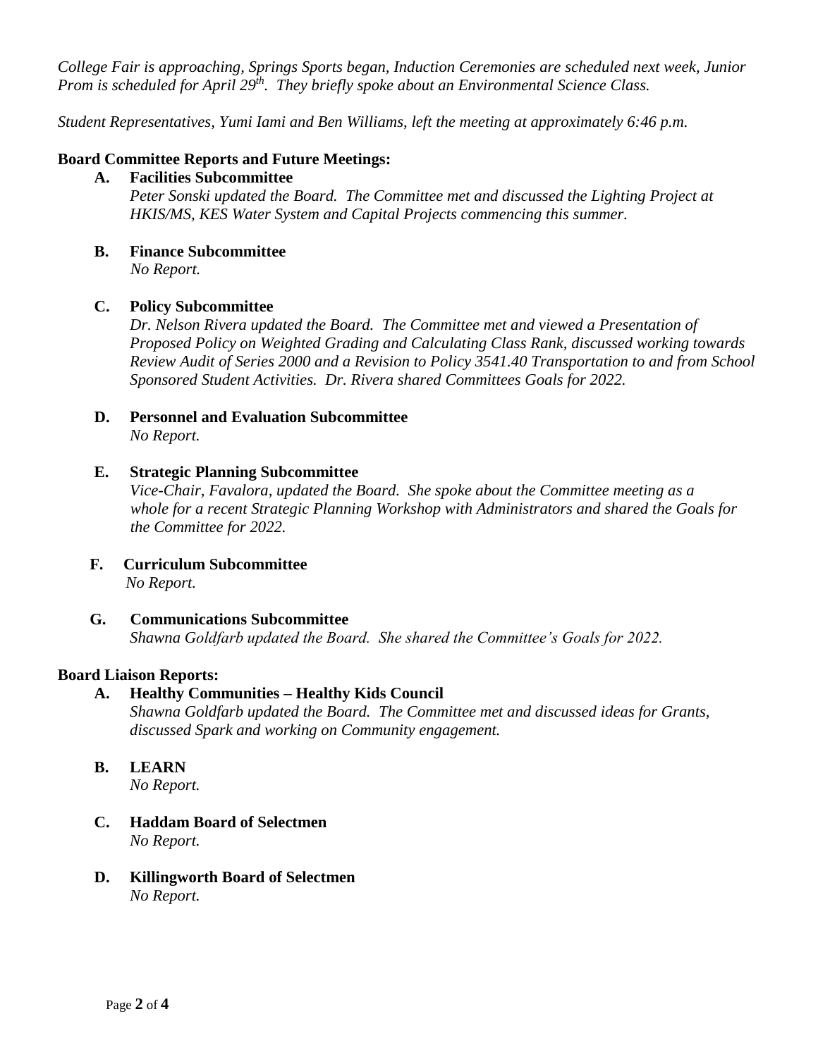*College Fair is approaching, Springs Sports began, Induction Ceremonies are scheduled next week, Junior Prom is scheduled for April 29th. They briefly spoke about an Environmental Science Class.*

*Student Representatives, Yumi Iami and Ben Williams, left the meeting at approximately 6:46 p.m.*

**Board Committee Reports and Future Meetings:**

**A. Facilities Subcommittee**
*Peter Sonski updated the Board. The Committee met and discussed the Lighting Project at HKIS/MS, KES Water System and Capital Projects commencing this summer.*

**B. Finance Subcommittee**
*No Report.*

**C. Policy Subcommittee**
*Dr. Nelson Rivera updated the Board. The Committee met and viewed a Presentation of Proposed Policy on Weighted Grading and Calculating Class Rank, discussed working towards Review Audit of Series 2000 and a Revision to Policy 3541.40 Transportation to and from School Sponsored Student Activities. Dr. Rivera shared Committees Goals for 2022.*

**D. Personnel and Evaluation Subcommittee**
*No Report.*

**E. Strategic Planning Subcommittee**
*Vice-Chair, Favalora, updated the Board. She spoke about the Committee meeting as a whole for a recent Strategic Planning Workshop with Administrators and shared the Goals for the Committee for 2022.*

**F. Curriculum Subcommittee**
*No Report.*

**G. Communications Subcommittee**
*Shawna Goldfarb updated the Board. She shared the Committee's Goals for 2022.*

**Board Liaison Reports:**

**A. Healthy Communities – Healthy Kids Council**
*Shawna Goldfarb updated the Board. The Committee met and discussed ideas for Grants, discussed Spark and working on Community engagement.*

**B. LEARN**
*No Report.*

**C. Haddam Board of Selectmen**
*No Report.*

**D. Killingworth Board of Selectmen**
*No Report.*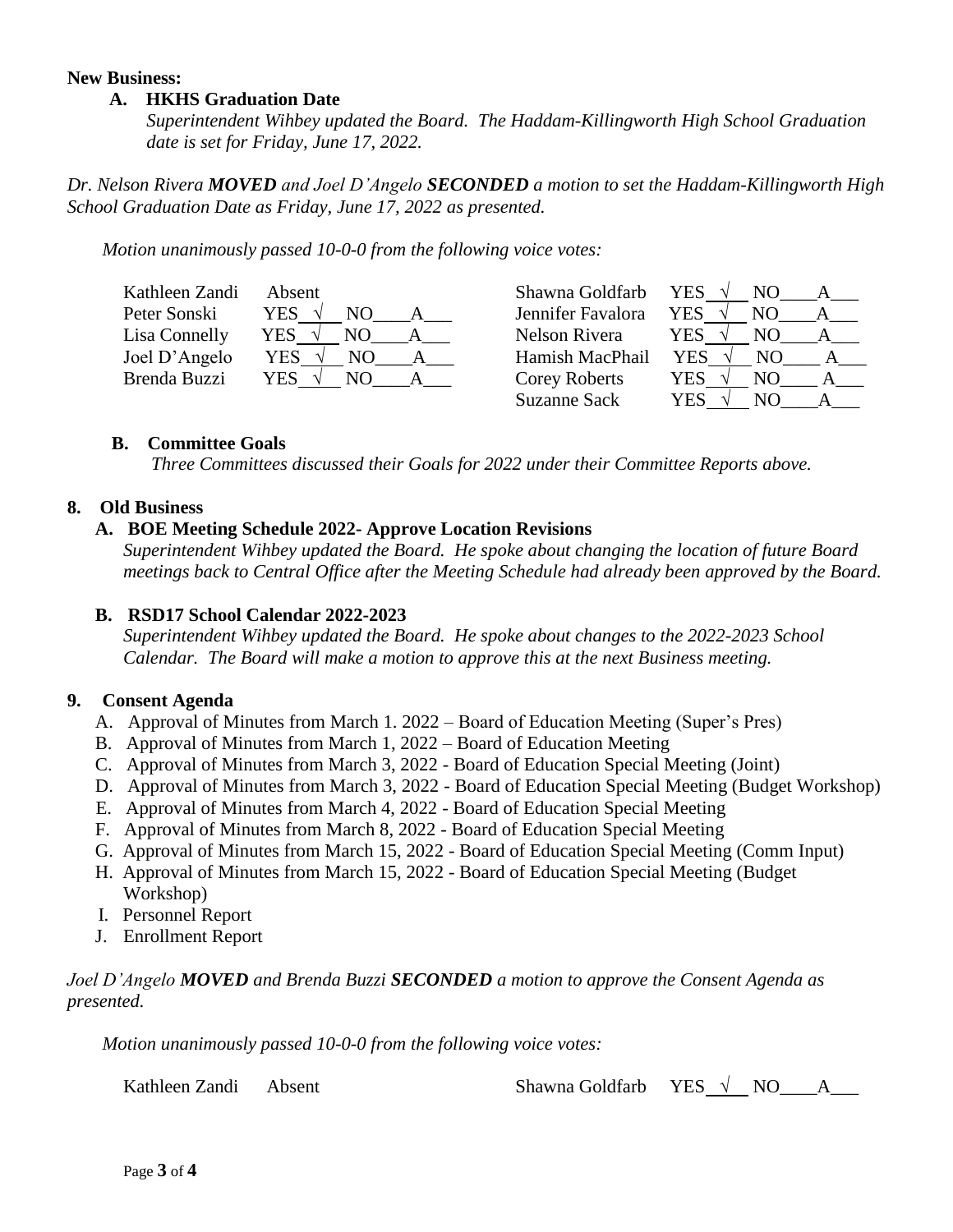**New Business:**

**A. HKHS Graduation Date**

*Superintendent Wihbey updated the Board. The Haddam-Killingworth High School Graduation date is set for Friday, June 17, 2022.*

*Dr. Nelson Rivera **MOVED** and Joel D'Angelo **SECONDED** a motion to set the Haddam-Killingworth High School Graduation Date as Friday, June 17, 2022 as presented.*

*Motion unanimously passed 10-0-0 from the following voice votes:*

| Member | Vote | Member | Vote |
|---|---|---|---|
| Kathleen Zandi | Absent | Shawna Goldfarb | YES √ NO____A___ |
| Peter Sonski | YES √ NO____A___ | Jennifer Favalora | YES √ NO____A___ |
| Lisa Connelly | YES √ NO____A___ | Nelson Rivera | YES √ NO____A___ |
| Joel D'Angelo | YES √ NO____A___ | Hamish MacPhail | YES √ NO____A___ |
| Brenda Buzzi | YES √ NO____A___ | Corey Roberts | YES √ NO____A___ |
| | | Suzanne Sack | YES √ NO____A___ |

**B. Committee Goals**

*Three Committees discussed their Goals for 2022 under their Committee Reports above.*

**8. Old Business**

**A. BOE Meeting Schedule 2022- Approve Location Revisions**

*Superintendent Wihbey updated the Board. He spoke about changing the location of future Board meetings back to Central Office after the Meeting Schedule had already been approved by the Board.*

**B. RSD17 School Calendar 2022-2023**

*Superintendent Wihbey updated the Board. He spoke about changes to the 2022-2023 School Calendar. The Board will make a motion to approve this at the next Business meeting.*

**9. Consent Agenda**

A. Approval of Minutes from March 1. 2022 – Board of Education Meeting (Super's Pres)
B. Approval of Minutes from March 1, 2022 – Board of Education Meeting
C. Approval of Minutes from March 3, 2022 - Board of Education Special Meeting (Joint)
D. Approval of Minutes from March 3, 2022 - Board of Education Special Meeting (Budget Workshop)
E. Approval of Minutes from March 4, 2022 - Board of Education Special Meeting
F. Approval of Minutes from March 8, 2022 - Board of Education Special Meeting
G. Approval of Minutes from March 15, 2022 - Board of Education Special Meeting (Comm Input)
H. Approval of Minutes from March 15, 2022 - Board of Education Special Meeting (Budget Workshop)
I. Personnel Report
J. Enrollment Report

*Joel D'Angelo **MOVED** and Brenda Buzzi **SECONDED** a motion to approve the Consent Agenda as presented.*

*Motion unanimously passed 10-0-0 from the following voice votes:*

| Member | Vote | Member | Vote |
|---|---|---|---|
| Kathleen Zandi | Absent | Shawna Goldfarb | YES √ NO____A___ |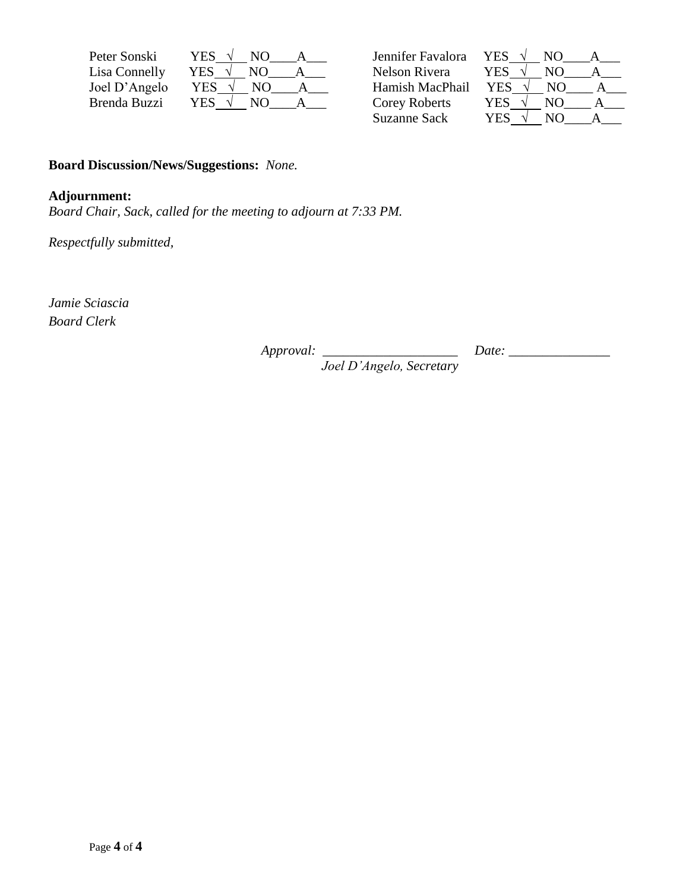| | | | |
|---|---|---|---|
| Peter Sonski | YES √ NO____A___ | Jennifer Favalora | YES √ NO____A___ |
| Lisa Connelly | YES √ NO____A___ | Nelson Rivera | YES √ NO____A___ |
| Joel D'Angelo | YES √ NO____A___ | Hamish MacPhail | YES √ NO____A___ |
| Brenda Buzzi | YES √ NO____A___ | Corey Roberts | YES √ NO____A___ |
| | | Suzanne Sack | YES √ NO____A___ |

**Board Discussion/News/Suggestions:** *None.*

**Adjournment:**
*Board Chair, Sack, called for the meeting to adjourn at 7:33 PM.*

*Respectfully submitted,*

*Jamie Sciascia*
*Board Clerk*

*Approval:* ____________________ *Date:* _______________
*Joel D'Angelo, Secretary*